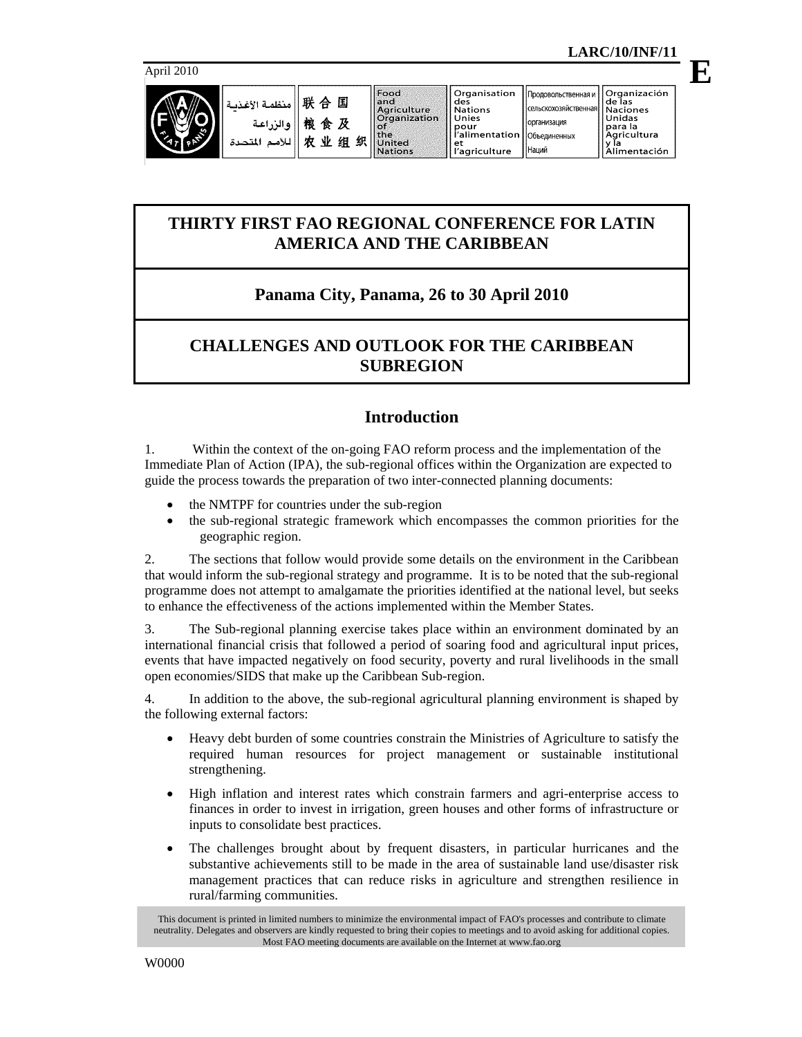LARC/10/INF/11

April 2010

E

منظمة الأغذية والزراعة للأمم المتحدة | 联合国粮食及农业组织 | Food and Agriculture Organization of the United Nations | Organisation des Nations Unies pour l'alimentation et l'agriculture | Продовольственная и сельскохозяйственная организация Объединенных Наций | Organización de las Naciones Unidas para la Agricultura y la Alimentación

# THIRTY FIRST FAO REGIONAL CONFERENCE FOR LATIN AMERICA AND THE CARIBBEAN

## Panama City, Panama, 26 to 30 April 2010

# CHALLENGES AND OUTLOOK FOR THE CARIBBEAN SUBREGION

## Introduction

1. Within the context of the on-going FAO reform process and the implementation of the Immediate Plan of Action (IPA), the sub-regional offices within the Organization are expected to guide the process towards the preparation of two inter-connected planning documents:

- the NMTPF for countries under the sub-region
- the sub-regional strategic framework which encompasses the common priorities for the geographic region.

2. The sections that follow would provide some details on the environment in the Caribbean that would inform the sub-regional strategy and programme. It is to be noted that the sub-regional programme does not attempt to amalgamate the priorities identified at the national level, but seeks to enhance the effectiveness of the actions implemented within the Member States.

3. The Sub-regional planning exercise takes place within an environment dominated by an international financial crisis that followed a period of soaring food and agricultural input prices, events that have impacted negatively on food security, poverty and rural livelihoods in the small open economies/SIDS that make up the Caribbean Sub-region.

4. In addition to the above, the sub-regional agricultural planning environment is shaped by the following external factors:

- Heavy debt burden of some countries constrain the Ministries of Agriculture to satisfy the required human resources for project management or sustainable institutional strengthening.
- High inflation and interest rates which constrain farmers and agri-enterprise access to finances in order to invest in irrigation, green houses and other forms of infrastructure or inputs to consolidate best practices.
- The challenges brought about by frequent disasters, in particular hurricanes and the substantive achievements still to be made in the area of sustainable land use/disaster risk management practices that can reduce risks in agriculture and strengthen resilience in rural/farming communities.

This document is printed in limited numbers to minimize the environmental impact of FAO's processes and contribute to climate neutrality. Delegates and observers are kindly requested to bring their copies to meetings and to avoid asking for additional copies. Most FAO meeting documents are available on the Internet at www.fao.org

W0000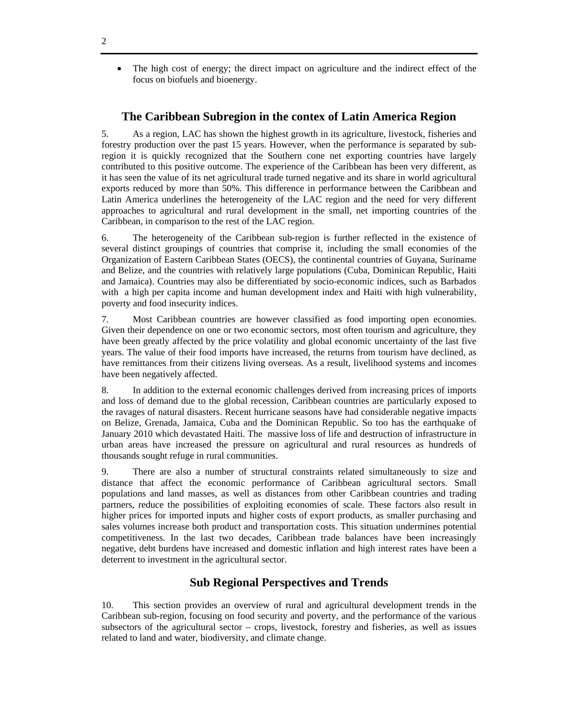- The high cost of energy; the direct impact on agriculture and the indirect effect of the focus on biofuels and bioenergy.

## The Caribbean Subregion in the contex of Latin America Region

5. As a region, LAC has shown the highest growth in its agriculture, livestock, fisheries and forestry production over the past 15 years. However, when the performance is separated by sub-region it is quickly recognized that the Southern cone net exporting countries have largely contributed to this positive outcome. The experience of the Caribbean has been very different, as it has seen the value of its net agricultural trade turned negative and its share in world agricultural exports reduced by more than 50%. This difference in performance between the Caribbean and Latin America underlines the heterogeneity of the LAC region and the need for very different approaches to agricultural and rural development in the small, net importing countries of the Caribbean, in comparison to the rest of the LAC region.

6. The heterogeneity of the Caribbean sub-region is further reflected in the existence of several distinct groupings of countries that comprise it, including the small economies of the Organization of Eastern Caribbean States (OECS), the continental countries of Guyana, Suriname and Belize, and the countries with relatively large populations (Cuba, Dominican Republic, Haiti and Jamaica). Countries may also be differentiated by socio-economic indices, such as Barbados with a high per capita income and human development index and Haiti with high vulnerability, poverty and food insecurity indices.

7. Most Caribbean countries are however classified as food importing open economies. Given their dependence on one or two economic sectors, most often tourism and agriculture, they have been greatly affected by the price volatility and global economic uncertainty of the last five years. The value of their food imports have increased, the returns from tourism have declined, as have remittances from their citizens living overseas. As a result, livelihood systems and incomes have been negatively affected.

8. In addition to the external economic challenges derived from increasing prices of imports and loss of demand due to the global recession, Caribbean countries are particularly exposed to the ravages of natural disasters. Recent hurricane seasons have had considerable negative impacts on Belize, Grenada, Jamaica, Cuba and the Dominican Republic. So too has the earthquake of January 2010 which devastated Haiti. The massive loss of life and destruction of infrastructure in urban areas have increased the pressure on agricultural and rural resources as hundreds of thousands sought refuge in rural communities.

9. There are also a number of structural constraints related simultaneously to size and distance that affect the economic performance of Caribbean agricultural sectors. Small populations and land masses, as well as distances from other Caribbean countries and trading partners, reduce the possibilities of exploiting economies of scale. These factors also result in higher prices for imported inputs and higher costs of export products, as smaller purchasing and sales volumes increase both product and transportation costs. This situation undermines potential competitiveness. In the last two decades, Caribbean trade balances have been increasingly negative, debt burdens have increased and domestic inflation and high interest rates have been a deterrent to investment in the agricultural sector.

## Sub Regional Perspectives and Trends

10. This section provides an overview of rural and agricultural development trends in the Caribbean sub-region, focusing on food security and poverty, and the performance of the various subsectors of the agricultural sector – crops, livestock, forestry and fisheries, as well as issues related to land and water, biodiversity, and climate change.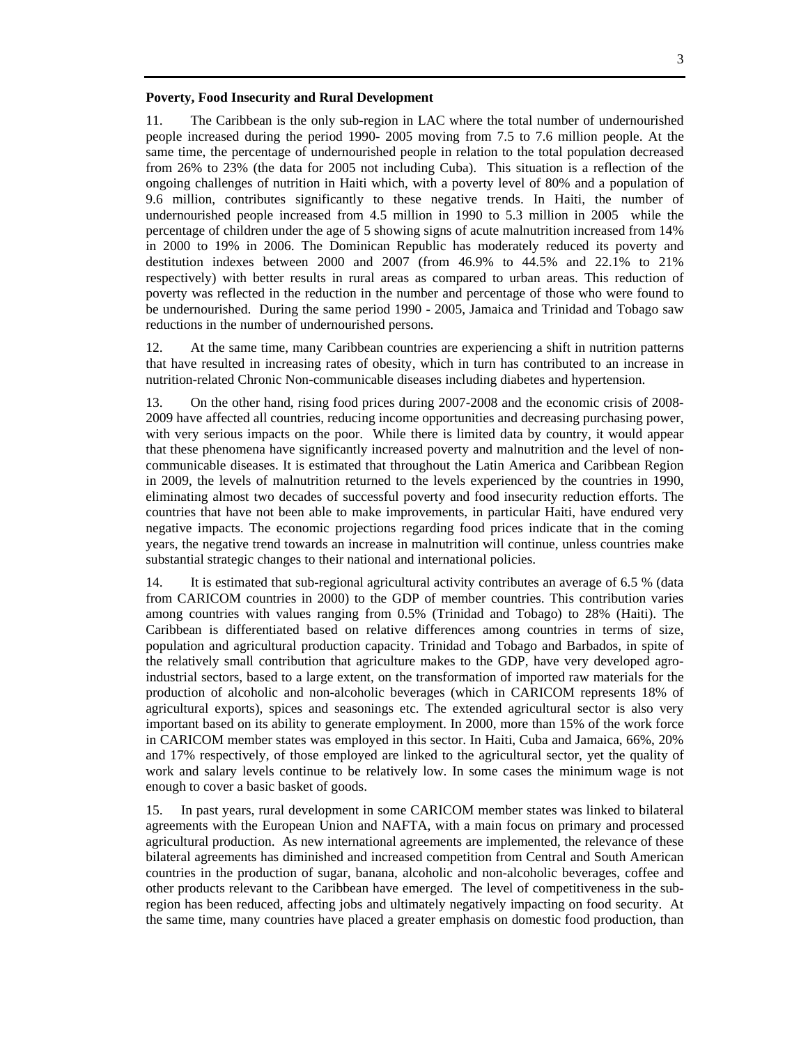**Poverty, Food Insecurity and Rural Development**

11. The Caribbean is the only sub-region in LAC where the total number of undernourished people increased during the period 1990- 2005 moving from 7.5 to 7.6 million people. At the same time, the percentage of undernourished people in relation to the total population decreased from 26% to 23% (the data for 2005 not including Cuba). This situation is a reflection of the ongoing challenges of nutrition in Haiti which, with a poverty level of 80% and a population of 9.6 million, contributes significantly to these negative trends. In Haiti, the number of undernourished people increased from 4.5 million in 1990 to 5.3 million in 2005 while the percentage of children under the age of 5 showing signs of acute malnutrition increased from 14% in 2000 to 19% in 2006. The Dominican Republic has moderately reduced its poverty and destitution indexes between 2000 and 2007 (from 46.9% to 44.5% and 22.1% to 21% respectively) with better results in rural areas as compared to urban areas. This reduction of poverty was reflected in the reduction in the number and percentage of those who were found to be undernourished. During the same period 1990 - 2005, Jamaica and Trinidad and Tobago saw reductions in the number of undernourished persons.

12. At the same time, many Caribbean countries are experiencing a shift in nutrition patterns that have resulted in increasing rates of obesity, which in turn has contributed to an increase in nutrition-related Chronic Non-communicable diseases including diabetes and hypertension.

13. On the other hand, rising food prices during 2007-2008 and the economic crisis of 2008-2009 have affected all countries, reducing income opportunities and decreasing purchasing power, with very serious impacts on the poor. While there is limited data by country, it would appear that these phenomena have significantly increased poverty and malnutrition and the level of non-communicable diseases. It is estimated that throughout the Latin America and Caribbean Region in 2009, the levels of malnutrition returned to the levels experienced by the countries in 1990, eliminating almost two decades of successful poverty and food insecurity reduction efforts. The countries that have not been able to make improvements, in particular Haiti, have endured very negative impacts. The economic projections regarding food prices indicate that in the coming years, the negative trend towards an increase in malnutrition will continue, unless countries make substantial strategic changes to their national and international policies.

14. It is estimated that sub-regional agricultural activity contributes an average of 6.5 % (data from CARICOM countries in 2000) to the GDP of member countries. This contribution varies among countries with values ranging from 0.5% (Trinidad and Tobago) to 28% (Haiti). The Caribbean is differentiated based on relative differences among countries in terms of size, population and agricultural production capacity. Trinidad and Tobago and Barbados, in spite of the relatively small contribution that agriculture makes to the GDP, have very developed agro-industrial sectors, based to a large extent, on the transformation of imported raw materials for the production of alcoholic and non-alcoholic beverages (which in CARICOM represents 18% of agricultural exports), spices and seasonings etc. The extended agricultural sector is also very important based on its ability to generate employment. In 2000, more than 15% of the work force in CARICOM member states was employed in this sector. In Haiti, Cuba and Jamaica, 66%, 20% and 17% respectively, of those employed are linked to the agricultural sector, yet the quality of work and salary levels continue to be relatively low. In some cases the minimum wage is not enough to cover a basic basket of goods.

15. In past years, rural development in some CARICOM member states was linked to bilateral agreements with the European Union and NAFTA, with a main focus on primary and processed agricultural production. As new international agreements are implemented, the relevance of these bilateral agreements has diminished and increased competition from Central and South American countries in the production of sugar, banana, alcoholic and non-alcoholic beverages, coffee and other products relevant to the Caribbean have emerged. The level of competitiveness in the sub-region has been reduced, affecting jobs and ultimately negatively impacting on food security. At the same time, many countries have placed a greater emphasis on domestic food production, than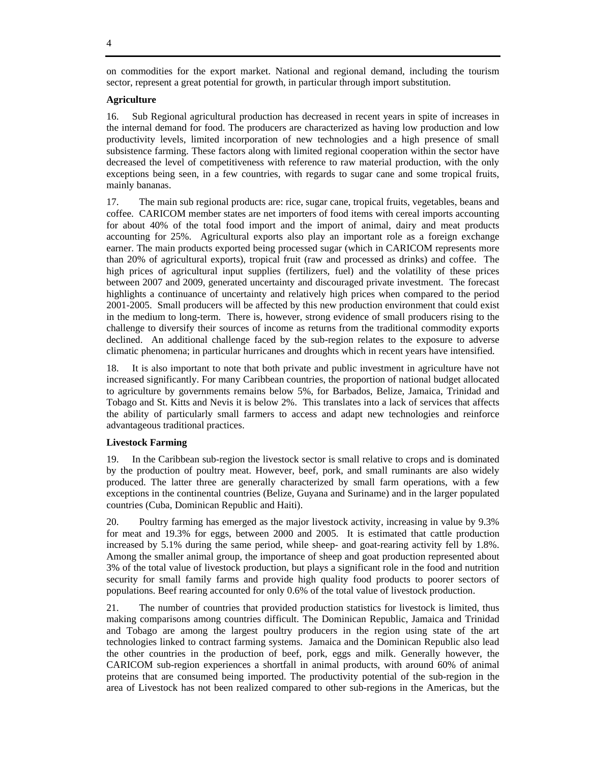on commodities for the export market. National and regional demand, including the tourism sector, represent a great potential for growth, in particular through import substitution.

**Agriculture**

16. Sub Regional agricultural production has decreased in recent years in spite of increases in the internal demand for food. The producers are characterized as having low production and low productivity levels, limited incorporation of new technologies and a high presence of small subsistence farming. These factors along with limited regional cooperation within the sector have decreased the level of competitiveness with reference to raw material production, with the only exceptions being seen, in a few countries, with regards to sugar cane and some tropical fruits, mainly bananas.

17. The main sub regional products are: rice, sugar cane, tropical fruits, vegetables, beans and coffee. CARICOM member states are net importers of food items with cereal imports accounting for about 40% of the total food import and the import of animal, dairy and meat products accounting for 25%. Agricultural exports also play an important role as a foreign exchange earner. The main products exported being processed sugar (which in CARICOM represents more than 20% of agricultural exports), tropical fruit (raw and processed as drinks) and coffee. The high prices of agricultural input supplies (fertilizers, fuel) and the volatility of these prices between 2007 and 2009, generated uncertainty and discouraged private investment. The forecast highlights a continuance of uncertainty and relatively high prices when compared to the period 2001-2005. Small producers will be affected by this new production environment that could exist in the medium to long-term. There is, however, strong evidence of small producers rising to the challenge to diversify their sources of income as returns from the traditional commodity exports declined. An additional challenge faced by the sub-region relates to the exposure to adverse climatic phenomena; in particular hurricanes and droughts which in recent years have intensified.

18. It is also important to note that both private and public investment in agriculture have not increased significantly. For many Caribbean countries, the proportion of national budget allocated to agriculture by governments remains below 5%, for Barbados, Belize, Jamaica, Trinidad and Tobago and St. Kitts and Nevis it is below 2%. This translates into a lack of services that affects the ability of particularly small farmers to access and adapt new technologies and reinforce advantageous traditional practices.

**Livestock Farming**

19. In the Caribbean sub-region the livestock sector is small relative to crops and is dominated by the production of poultry meat. However, beef, pork, and small ruminants are also widely produced. The latter three are generally characterized by small farm operations, with a few exceptions in the continental countries (Belize, Guyana and Suriname) and in the larger populated countries (Cuba, Dominican Republic and Haiti).

20. Poultry farming has emerged as the major livestock activity, increasing in value by 9.3% for meat and 19.3% for eggs, between 2000 and 2005. It is estimated that cattle production increased by 5.1% during the same period, while sheep- and goat-rearing activity fell by 1.8%. Among the smaller animal group, the importance of sheep and goat production represented about 3% of the total value of livestock production, but plays a significant role in the food and nutrition security for small family farms and provide high quality food products to poorer sectors of populations. Beef rearing accounted for only 0.6% of the total value of livestock production.

21. The number of countries that provided production statistics for livestock is limited, thus making comparisons among countries difficult. The Dominican Republic, Jamaica and Trinidad and Tobago are among the largest poultry producers in the region using state of the art technologies linked to contract farming systems. Jamaica and the Dominican Republic also lead the other countries in the production of beef, pork, eggs and milk. Generally however, the CARICOM sub-region experiences a shortfall in animal products, with around 60% of animal proteins that are consumed being imported. The productivity potential of the sub-region in the area of Livestock has not been realized compared to other sub-regions in the Americas, but the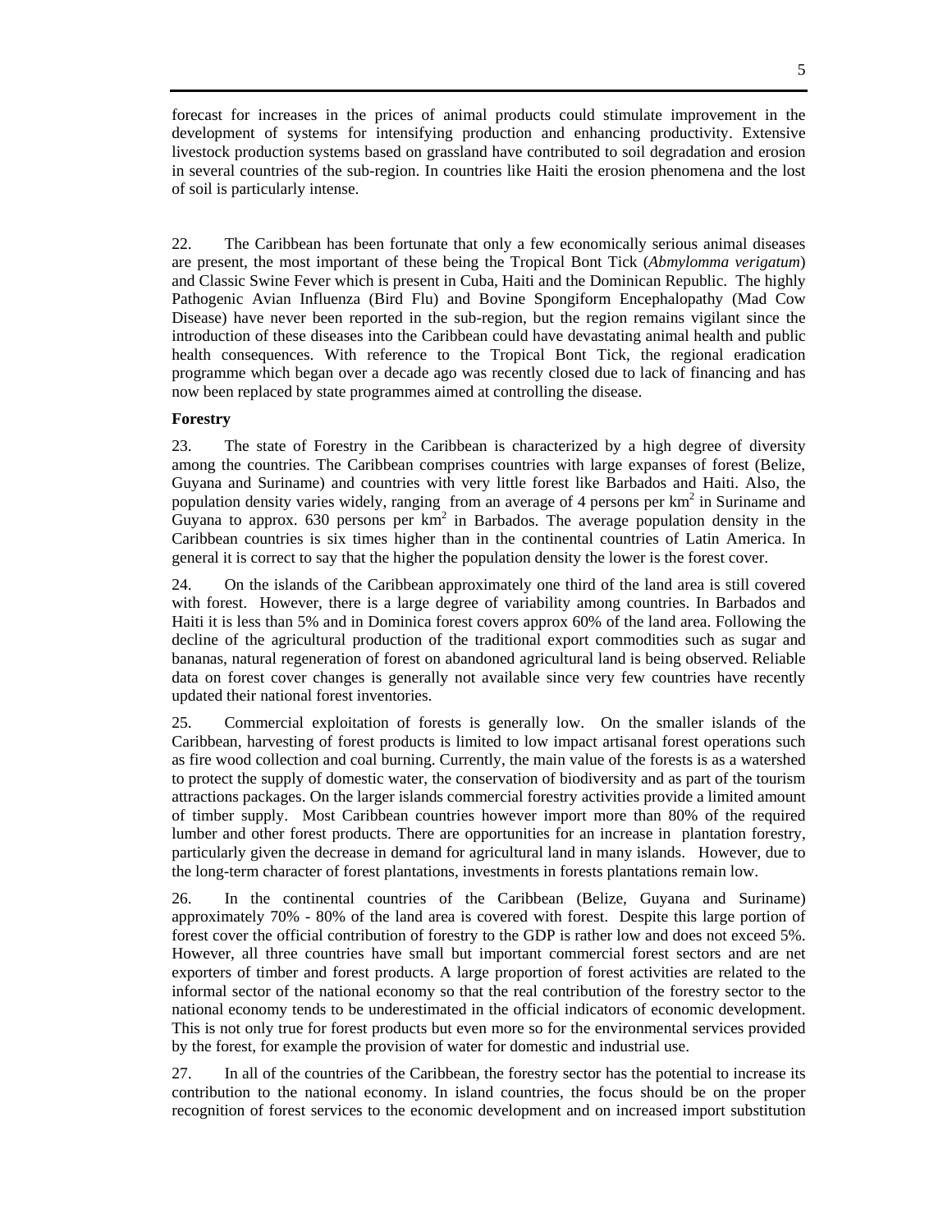forecast for increases in the prices of animal products could stimulate improvement in the development of systems for intensifying production and enhancing productivity. Extensive livestock production systems based on grassland have contributed to soil degradation and erosion in several countries of the sub-region. In countries like Haiti the erosion phenomena and the lost of soil is particularly intense.

22. The Caribbean has been fortunate that only a few economically serious animal diseases are present, the most important of these being the Tropical Bont Tick (*Abmylomma verigatum*) and Classic Swine Fever which is present in Cuba, Haiti and the Dominican Republic. The highly Pathogenic Avian Influenza (Bird Flu) and Bovine Spongiform Encephalopathy (Mad Cow Disease) have never been reported in the sub-region, but the region remains vigilant since the introduction of these diseases into the Caribbean could have devastating animal health and public health consequences. With reference to the Tropical Bont Tick, the regional eradication programme which began over a decade ago was recently closed due to lack of financing and has now been replaced by state programmes aimed at controlling the disease.

**Forestry**

23. The state of Forestry in the Caribbean is characterized by a high degree of diversity among the countries. The Caribbean comprises countries with large expanses of forest (Belize, Guyana and Suriname) and countries with very little forest like Barbados and Haiti. Also, the population density varies widely, ranging from an average of 4 persons per km$^2$ in Suriname and Guyana to approx. 630 persons per km$^2$ in Barbados. The average population density in the Caribbean countries is six times higher than in the continental countries of Latin America. In general it is correct to say that the higher the population density the lower is the forest cover.

24. On the islands of the Caribbean approximately one third of the land area is still covered with forest. However, there is a large degree of variability among countries. In Barbados and Haiti it is less than 5% and in Dominica forest covers approx 60% of the land area. Following the decline of the agricultural production of the traditional export commodities such as sugar and bananas, natural regeneration of forest on abandoned agricultural land is being observed. Reliable data on forest cover changes is generally not available since very few countries have recently updated their national forest inventories.

25. Commercial exploitation of forests is generally low. On the smaller islands of the Caribbean, harvesting of forest products is limited to low impact artisanal forest operations such as fire wood collection and coal burning. Currently, the main value of the forests is as a watershed to protect the supply of domestic water, the conservation of biodiversity and as part of the tourism attractions packages. On the larger islands commercial forestry activities provide a limited amount of timber supply. Most Caribbean countries however import more than 80% of the required lumber and other forest products. There are opportunities for an increase in plantation forestry, particularly given the decrease in demand for agricultural land in many islands. However, due to the long-term character of forest plantations, investments in forests plantations remain low.

26. In the continental countries of the Caribbean (Belize, Guyana and Suriname) approximately 70% - 80% of the land area is covered with forest. Despite this large portion of forest cover the official contribution of forestry to the GDP is rather low and does not exceed 5%. However, all three countries have small but important commercial forest sectors and are net exporters of timber and forest products. A large proportion of forest activities are related to the informal sector of the national economy so that the real contribution of the forestry sector to the national economy tends to be underestimated in the official indicators of economic development. This is not only true for forest products but even more so for the environmental services provided by the forest, for example the provision of water for domestic and industrial use.

27. In all of the countries of the Caribbean, the forestry sector has the potential to increase its contribution to the national economy. In island countries, the focus should be on the proper recognition of forest services to the economic development and on increased import substitution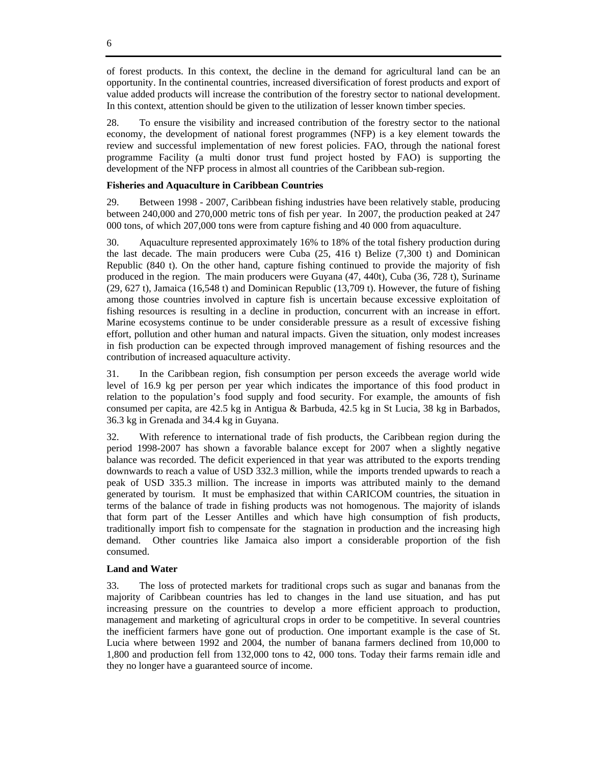of forest products. In this context, the decline in the demand for agricultural land can be an opportunity. In the continental countries, increased diversification of forest products and export of value added products will increase the contribution of the forestry sector to national development. In this context, attention should be given to the utilization of lesser known timber species.

28. To ensure the visibility and increased contribution of the forestry sector to the national economy, the development of national forest programmes (NFP) is a key element towards the review and successful implementation of new forest policies. FAO, through the national forest programme Facility (a multi donor trust fund project hosted by FAO) is supporting the development of the NFP process in almost all countries of the Caribbean sub-region.

**Fisheries and Aquaculture in Caribbean Countries**

29. Between 1998 - 2007, Caribbean fishing industries have been relatively stable, producing between 240,000 and 270,000 metric tons of fish per year. In 2007, the production peaked at 247 000 tons, of which 207,000 tons were from capture fishing and 40 000 from aquaculture.

30. Aquaculture represented approximately 16% to 18% of the total fishery production during the last decade. The main producers were Cuba (25, 416 t) Belize (7,300 t) and Dominican Republic (840 t). On the other hand, capture fishing continued to provide the majority of fish produced in the region. The main producers were Guyana (47, 440t), Cuba (36, 728 t), Suriname (29, 627 t), Jamaica (16,548 t) and Dominican Republic (13,709 t). However, the future of fishing among those countries involved in capture fish is uncertain because excessive exploitation of fishing resources is resulting in a decline in production, concurrent with an increase in effort. Marine ecosystems continue to be under considerable pressure as a result of excessive fishing effort, pollution and other human and natural impacts. Given the situation, only modest increases in fish production can be expected through improved management of fishing resources and the contribution of increased aquaculture activity.

31. In the Caribbean region, fish consumption per person exceeds the average world wide level of 16.9 kg per person per year which indicates the importance of this food product in relation to the population's food supply and food security. For example, the amounts of fish consumed per capita, are 42.5 kg in Antigua & Barbuda, 42.5 kg in St Lucia, 38 kg in Barbados, 36.3 kg in Grenada and 34.4 kg in Guyana.

32. With reference to international trade of fish products, the Caribbean region during the period 1998-2007 has shown a favorable balance except for 2007 when a slightly negative balance was recorded. The deficit experienced in that year was attributed to the exports trending downwards to reach a value of USD 332.3 million, while the imports trended upwards to reach a peak of USD 335.3 million. The increase in imports was attributed mainly to the demand generated by tourism. It must be emphasized that within CARICOM countries, the situation in terms of the balance of trade in fishing products was not homogenous. The majority of islands that form part of the Lesser Antilles and which have high consumption of fish products, traditionally import fish to compensate for the stagnation in production and the increasing high demand. Other countries like Jamaica also import a considerable proportion of the fish consumed.

**Land and Water**

33. The loss of protected markets for traditional crops such as sugar and bananas from the majority of Caribbean countries has led to changes in the land use situation, and has put increasing pressure on the countries to develop a more efficient approach to production, management and marketing of agricultural crops in order to be competitive. In several countries the inefficient farmers have gone out of production. One important example is the case of St. Lucia where between 1992 and 2004, the number of banana farmers declined from 10,000 to 1,800 and production fell from 132,000 tons to 42, 000 tons. Today their farms remain idle and they no longer have a guaranteed source of income.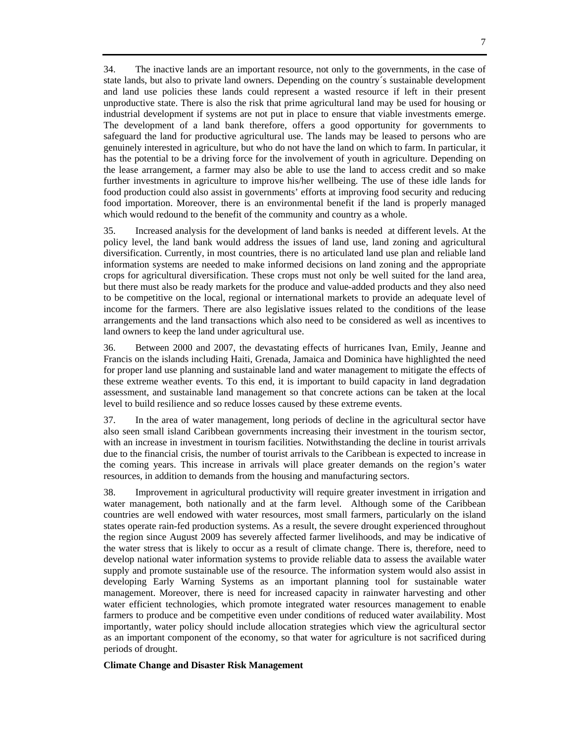34. The inactive lands are an important resource, not only to the governments, in the case of state lands, but also to private land owners. Depending on the country´s sustainable development and land use policies these lands could represent a wasted resource if left in their present unproductive state. There is also the risk that prime agricultural land may be used for housing or industrial development if systems are not put in place to ensure that viable investments emerge. The development of a land bank therefore, offers a good opportunity for governments to safeguard the land for productive agricultural use. The lands may be leased to persons who are genuinely interested in agriculture, but who do not have the land on which to farm. In particular, it has the potential to be a driving force for the involvement of youth in agriculture. Depending on the lease arrangement, a farmer may also be able to use the land to access credit and so make further investments in agriculture to improve his/her wellbeing. The use of these idle lands for food production could also assist in governments' efforts at improving food security and reducing food importation. Moreover, there is an environmental benefit if the land is properly managed which would redound to the benefit of the community and country as a whole.

35. Increased analysis for the development of land banks is needed at different levels. At the policy level, the land bank would address the issues of land use, land zoning and agricultural diversification. Currently, in most countries, there is no articulated land use plan and reliable land information systems are needed to make informed decisions on land zoning and the appropriate crops for agricultural diversification. These crops must not only be well suited for the land area, but there must also be ready markets for the produce and value-added products and they also need to be competitive on the local, regional or international markets to provide an adequate level of income for the farmers. There are also legislative issues related to the conditions of the lease arrangements and the land transactions which also need to be considered as well as incentives to land owners to keep the land under agricultural use.

36. Between 2000 and 2007, the devastating effects of hurricanes Ivan, Emily, Jeanne and Francis on the islands including Haiti, Grenada, Jamaica and Dominica have highlighted the need for proper land use planning and sustainable land and water management to mitigate the effects of these extreme weather events. To this end, it is important to build capacity in land degradation assessment, and sustainable land management so that concrete actions can be taken at the local level to build resilience and so reduce losses caused by these extreme events.

37. In the area of water management, long periods of decline in the agricultural sector have also seen small island Caribbean governments increasing their investment in the tourism sector, with an increase in investment in tourism facilities. Notwithstanding the decline in tourist arrivals due to the financial crisis, the number of tourist arrivals to the Caribbean is expected to increase in the coming years. This increase in arrivals will place greater demands on the region's water resources, in addition to demands from the housing and manufacturing sectors.

38. Improvement in agricultural productivity will require greater investment in irrigation and water management, both nationally and at the farm level. Although some of the Caribbean countries are well endowed with water resources, most small farmers, particularly on the island states operate rain-fed production systems. As a result, the severe drought experienced throughout the region since August 2009 has severely affected farmer livelihoods, and may be indicative of the water stress that is likely to occur as a result of climate change. There is, therefore, need to develop national water information systems to provide reliable data to assess the available water supply and promote sustainable use of the resource. The information system would also assist in developing Early Warning Systems as an important planning tool for sustainable water management. Moreover, there is need for increased capacity in rainwater harvesting and other water efficient technologies, which promote integrated water resources management to enable farmers to produce and be competitive even under conditions of reduced water availability. Most importantly, water policy should include allocation strategies which view the agricultural sector as an important component of the economy, so that water for agriculture is not sacrificed during periods of drought.

**Climate Change and Disaster Risk Management**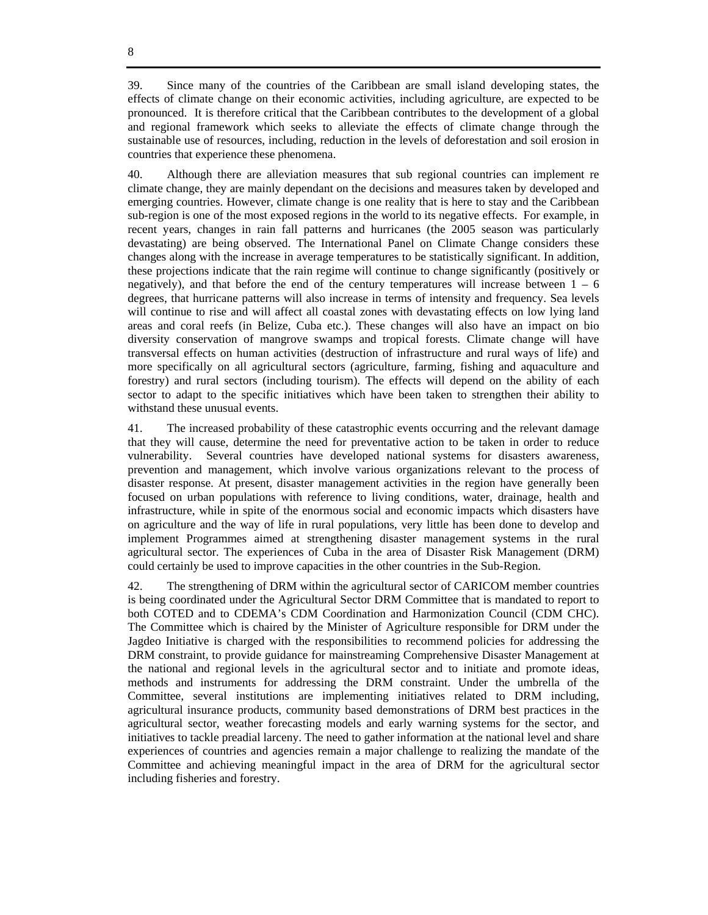39. Since many of the countries of the Caribbean are small island developing states, the effects of climate change on their economic activities, including agriculture, are expected to be pronounced. It is therefore critical that the Caribbean contributes to the development of a global and regional framework which seeks to alleviate the effects of climate change through the sustainable use of resources, including, reduction in the levels of deforestation and soil erosion in countries that experience these phenomena.

40. Although there are alleviation measures that sub regional countries can implement re climate change, they are mainly dependant on the decisions and measures taken by developed and emerging countries. However, climate change is one reality that is here to stay and the Caribbean sub-region is one of the most exposed regions in the world to its negative effects. For example, in recent years, changes in rain fall patterns and hurricanes (the 2005 season was particularly devastating) are being observed. The International Panel on Climate Change considers these changes along with the increase in average temperatures to be statistically significant. In addition, these projections indicate that the rain regime will continue to change significantly (positively or negatively), and that before the end of the century temperatures will increase between 1 – 6 degrees, that hurricane patterns will also increase in terms of intensity and frequency. Sea levels will continue to rise and will affect all coastal zones with devastating effects on low lying land areas and coral reefs (in Belize, Cuba etc.). These changes will also have an impact on bio diversity conservation of mangrove swamps and tropical forests. Climate change will have transversal effects on human activities (destruction of infrastructure and rural ways of life) and more specifically on all agricultural sectors (agriculture, farming, fishing and aquaculture and forestry) and rural sectors (including tourism). The effects will depend on the ability of each sector to adapt to the specific initiatives which have been taken to strengthen their ability to withstand these unusual events.

41. The increased probability of these catastrophic events occurring and the relevant damage that they will cause, determine the need for preventative action to be taken in order to reduce vulnerability. Several countries have developed national systems for disasters awareness, prevention and management, which involve various organizations relevant to the process of disaster response. At present, disaster management activities in the region have generally been focused on urban populations with reference to living conditions, water, drainage, health and infrastructure, while in spite of the enormous social and economic impacts which disasters have on agriculture and the way of life in rural populations, very little has been done to develop and implement Programmes aimed at strengthening disaster management systems in the rural agricultural sector. The experiences of Cuba in the area of Disaster Risk Management (DRM) could certainly be used to improve capacities in the other countries in the Sub-Region.

42. The strengthening of DRM within the agricultural sector of CARICOM member countries is being coordinated under the Agricultural Sector DRM Committee that is mandated to report to both COTED and to CDEMA's CDM Coordination and Harmonization Council (CDM CHC). The Committee which is chaired by the Minister of Agriculture responsible for DRM under the Jagdeo Initiative is charged with the responsibilities to recommend policies for addressing the DRM constraint, to provide guidance for mainstreaming Comprehensive Disaster Management at the national and regional levels in the agricultural sector and to initiate and promote ideas, methods and instruments for addressing the DRM constraint. Under the umbrella of the Committee, several institutions are implementing initiatives related to DRM including, agricultural insurance products, community based demonstrations of DRM best practices in the agricultural sector, weather forecasting models and early warning systems for the sector, and initiatives to tackle preadial larceny. The need to gather information at the national level and share experiences of countries and agencies remain a major challenge to realizing the mandate of the Committee and achieving meaningful impact in the area of DRM for the agricultural sector including fisheries and forestry.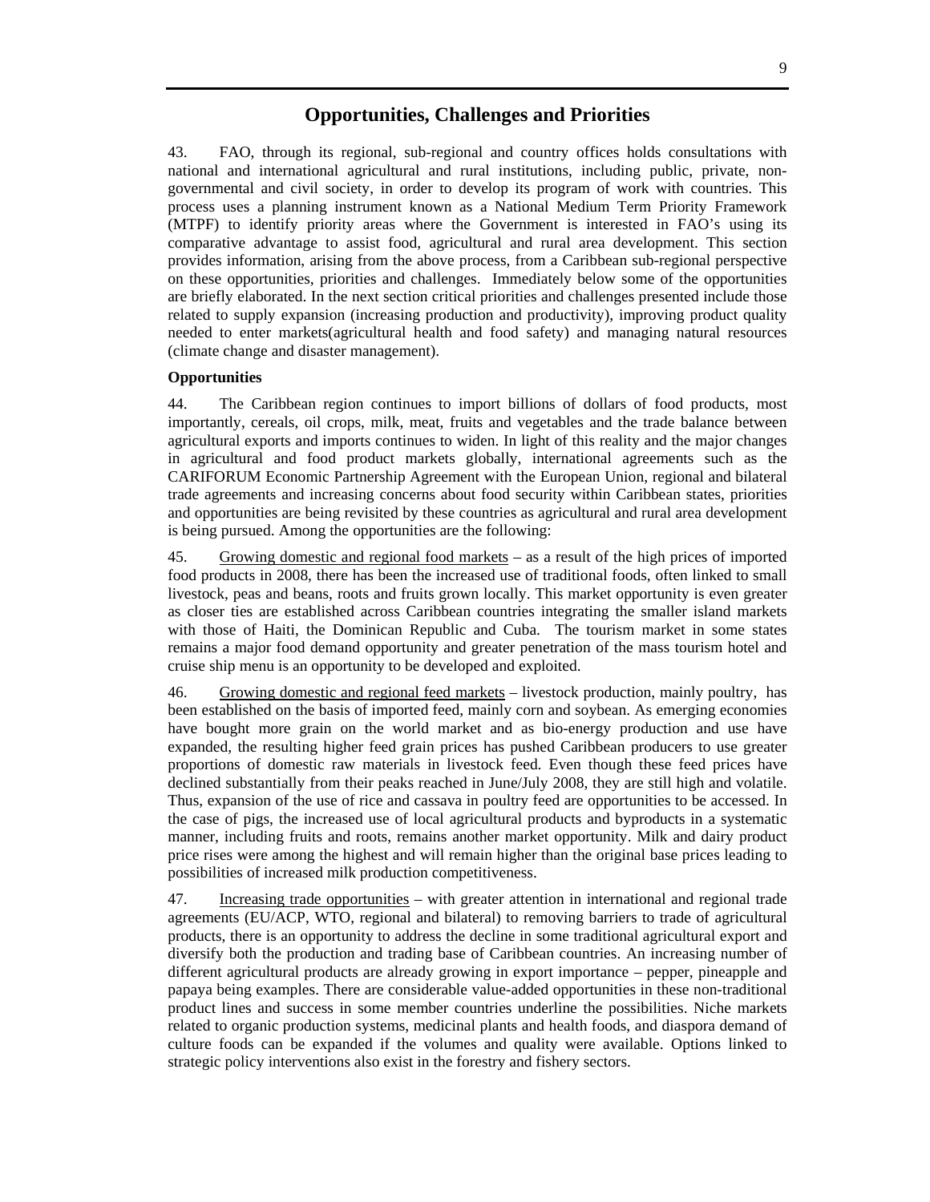## Opportunities, Challenges and Priorities

43. FAO, through its regional, sub-regional and country offices holds consultations with national and international agricultural and rural institutions, including public, private, non-governmental and civil society, in order to develop its program of work with countries. This process uses a planning instrument known as a National Medium Term Priority Framework (MTPF) to identify priority areas where the Government is interested in FAO's using its comparative advantage to assist food, agricultural and rural area development. This section provides information, arising from the above process, from a Caribbean sub-regional perspective on these opportunities, priorities and challenges. Immediately below some of the opportunities are briefly elaborated. In the next section critical priorities and challenges presented include those related to supply expansion (increasing production and productivity), improving product quality needed to enter markets(agricultural health and food safety) and managing natural resources (climate change and disaster management).

**Opportunities**

44. The Caribbean region continues to import billions of dollars of food products, most importantly, cereals, oil crops, milk, meat, fruits and vegetables and the trade balance between agricultural exports and imports continues to widen. In light of this reality and the major changes in agricultural and food product markets globally, international agreements such as the CARIFORUM Economic Partnership Agreement with the European Union, regional and bilateral trade agreements and increasing concerns about food security within Caribbean states, priorities and opportunities are being revisited by these countries as agricultural and rural area development is being pursued. Among the opportunities are the following:

45. <u>Growing domestic and regional food markets</u> – as a result of the high prices of imported food products in 2008, there has been the increased use of traditional foods, often linked to small livestock, peas and beans, roots and fruits grown locally. This market opportunity is even greater as closer ties are established across Caribbean countries integrating the smaller island markets with those of Haiti, the Dominican Republic and Cuba. The tourism market in some states remains a major food demand opportunity and greater penetration of the mass tourism hotel and cruise ship menu is an opportunity to be developed and exploited.

46. <u>Growing domestic and regional feed markets</u> – livestock production, mainly poultry, has been established on the basis of imported feed, mainly corn and soybean. As emerging economies have bought more grain on the world market and as bio-energy production and use have expanded, the resulting higher feed grain prices has pushed Caribbean producers to use greater proportions of domestic raw materials in livestock feed. Even though these feed prices have declined substantially from their peaks reached in June/July 2008, they are still high and volatile. Thus, expansion of the use of rice and cassava in poultry feed are opportunities to be accessed. In the case of pigs, the increased use of local agricultural products and byproducts in a systematic manner, including fruits and roots, remains another market opportunity. Milk and dairy product price rises were among the highest and will remain higher than the original base prices leading to possibilities of increased milk production competitiveness.

47. <u>Increasing trade opportunities</u> – with greater attention in international and regional trade agreements (EU/ACP, WTO, regional and bilateral) to removing barriers to trade of agricultural products, there is an opportunity to address the decline in some traditional agricultural export and diversify both the production and trading base of Caribbean countries. An increasing number of different agricultural products are already growing in export importance – pepper, pineapple and papaya being examples. There are considerable value-added opportunities in these non-traditional product lines and success in some member countries underline the possibilities. Niche markets related to organic production systems, medicinal plants and health foods, and diaspora demand of culture foods can be expanded if the volumes and quality were available. Options linked to strategic policy interventions also exist in the forestry and fishery sectors.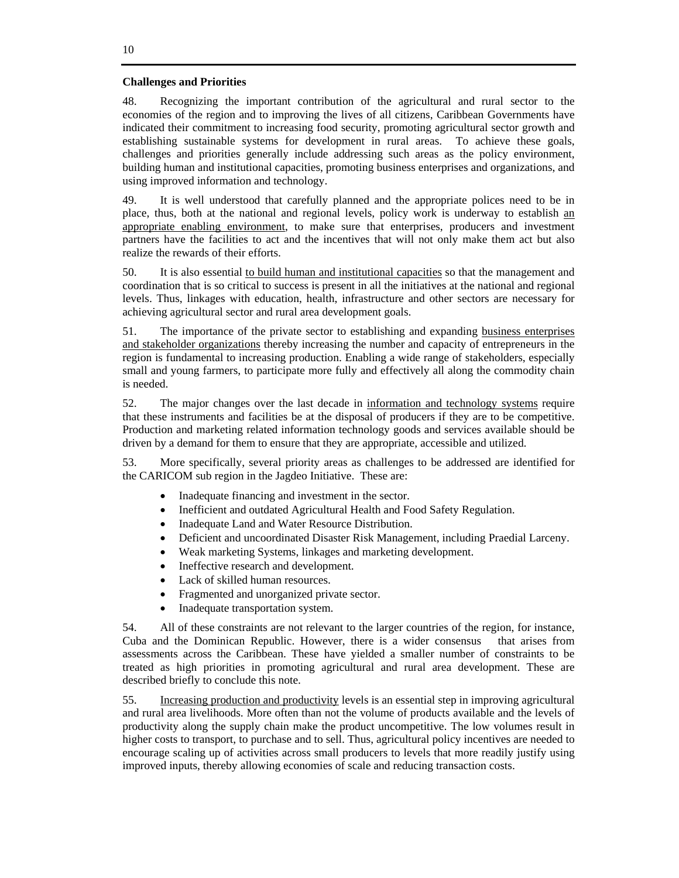**Challenges and Priorities**

48. Recognizing the important contribution of the agricultural and rural sector to the economies of the region and to improving the lives of all citizens, Caribbean Governments have indicated their commitment to increasing food security, promoting agricultural sector growth and establishing sustainable systems for development in rural areas. To achieve these goals, challenges and priorities generally include addressing such areas as the policy environment, building human and institutional capacities, promoting business enterprises and organizations, and using improved information and technology.

49. It is well understood that carefully planned and the appropriate polices need to be in place, thus, both at the national and regional levels, policy work is underway to establish <u>an appropriate enabling environment</u>, to make sure that enterprises, producers and investment partners have the facilities to act and the incentives that will not only make them act but also realize the rewards of their efforts.

50. It is also essential <u>to build human and institutional capacities</u> so that the management and coordination that is so critical to success is present in all the initiatives at the national and regional levels. Thus, linkages with education, health, infrastructure and other sectors are necessary for achieving agricultural sector and rural area development goals.

51. The importance of the private sector to establishing and expanding <u>business enterprises and stakeholder organizations</u> thereby increasing the number and capacity of entrepreneurs in the region is fundamental to increasing production. Enabling a wide range of stakeholders, especially small and young farmers, to participate more fully and effectively all along the commodity chain is needed.

52. The major changes over the last decade in <u>information and technology systems</u> require that these instruments and facilities be at the disposal of producers if they are to be competitive. Production and marketing related information technology goods and services available should be driven by a demand for them to ensure that they are appropriate, accessible and utilized.

53. More specifically, several priority areas as challenges to be addressed are identified for the CARICOM sub region in the Jagdeo Initiative. These are:

- Inadequate financing and investment in the sector.
- Inefficient and outdated Agricultural Health and Food Safety Regulation.
- Inadequate Land and Water Resource Distribution.
- Deficient and uncoordinated Disaster Risk Management, including Praedial Larceny.
- Weak marketing Systems, linkages and marketing development.
- Ineffective research and development.
- Lack of skilled human resources.
- Fragmented and unorganized private sector.
- Inadequate transportation system.

54. All of these constraints are not relevant to the larger countries of the region, for instance, Cuba and the Dominican Republic. However, there is a wider consensus that arises from assessments across the Caribbean. These have yielded a smaller number of constraints to be treated as high priorities in promoting agricultural and rural area development. These are described briefly to conclude this note.

55. <u>Increasing production and productivity</u> levels is an essential step in improving agricultural and rural area livelihoods. More often than not the volume of products available and the levels of productivity along the supply chain make the product uncompetitive. The low volumes result in higher costs to transport, to purchase and to sell. Thus, agricultural policy incentives are needed to encourage scaling up of activities across small producers to levels that more readily justify using improved inputs, thereby allowing economies of scale and reducing transaction costs.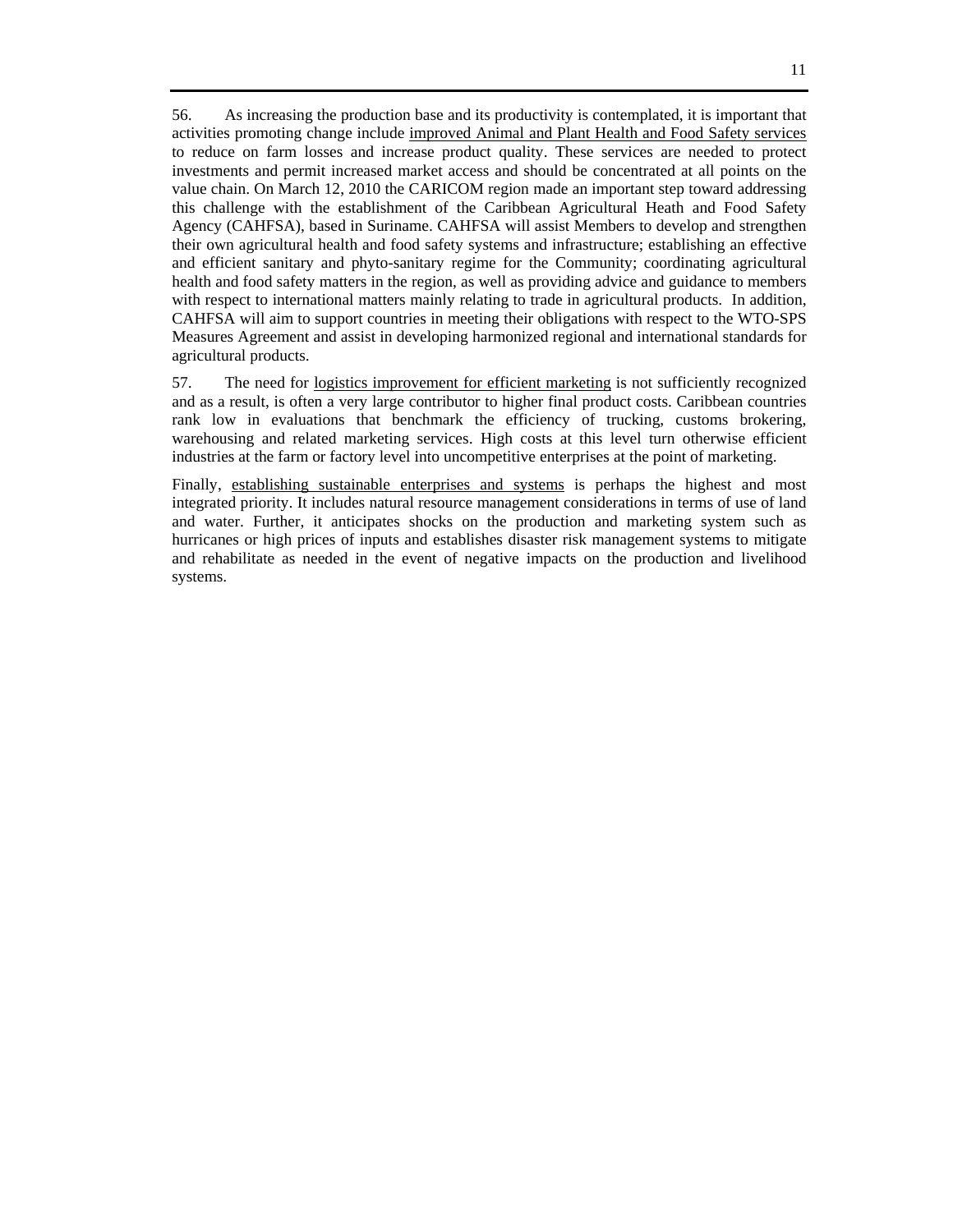56. As increasing the production base and its productivity is contemplated, it is important that activities promoting change include <u>improved Animal and Plant Health and Food Safety services</u> to reduce on farm losses and increase product quality. These services are needed to protect investments and permit increased market access and should be concentrated at all points on the value chain. On March 12, 2010 the CARICOM region made an important step toward addressing this challenge with the establishment of the Caribbean Agricultural Heath and Food Safety Agency (CAHFSA), based in Suriname. CAHFSA will assist Members to develop and strengthen their own agricultural health and food safety systems and infrastructure; establishing an effective and efficient sanitary and phyto-sanitary regime for the Community; coordinating agricultural health and food safety matters in the region, as well as providing advice and guidance to members with respect to international matters mainly relating to trade in agricultural products. In addition, CAHFSA will aim to support countries in meeting their obligations with respect to the WTO-SPS Measures Agreement and assist in developing harmonized regional and international standards for agricultural products.

57. The need for <u>logistics improvement for efficient marketing</u> is not sufficiently recognized and as a result, is often a very large contributor to higher final product costs. Caribbean countries rank low in evaluations that benchmark the efficiency of trucking, customs brokering, warehousing and related marketing services. High costs at this level turn otherwise efficient industries at the farm or factory level into uncompetitive enterprises at the point of marketing.

Finally, <u>establishing sustainable enterprises and systems</u> is perhaps the highest and most integrated priority. It includes natural resource management considerations in terms of use of land and water. Further, it anticipates shocks on the production and marketing system such as hurricanes or high prices of inputs and establishes disaster risk management systems to mitigate and rehabilitate as needed in the event of negative impacts on the production and livelihood systems.